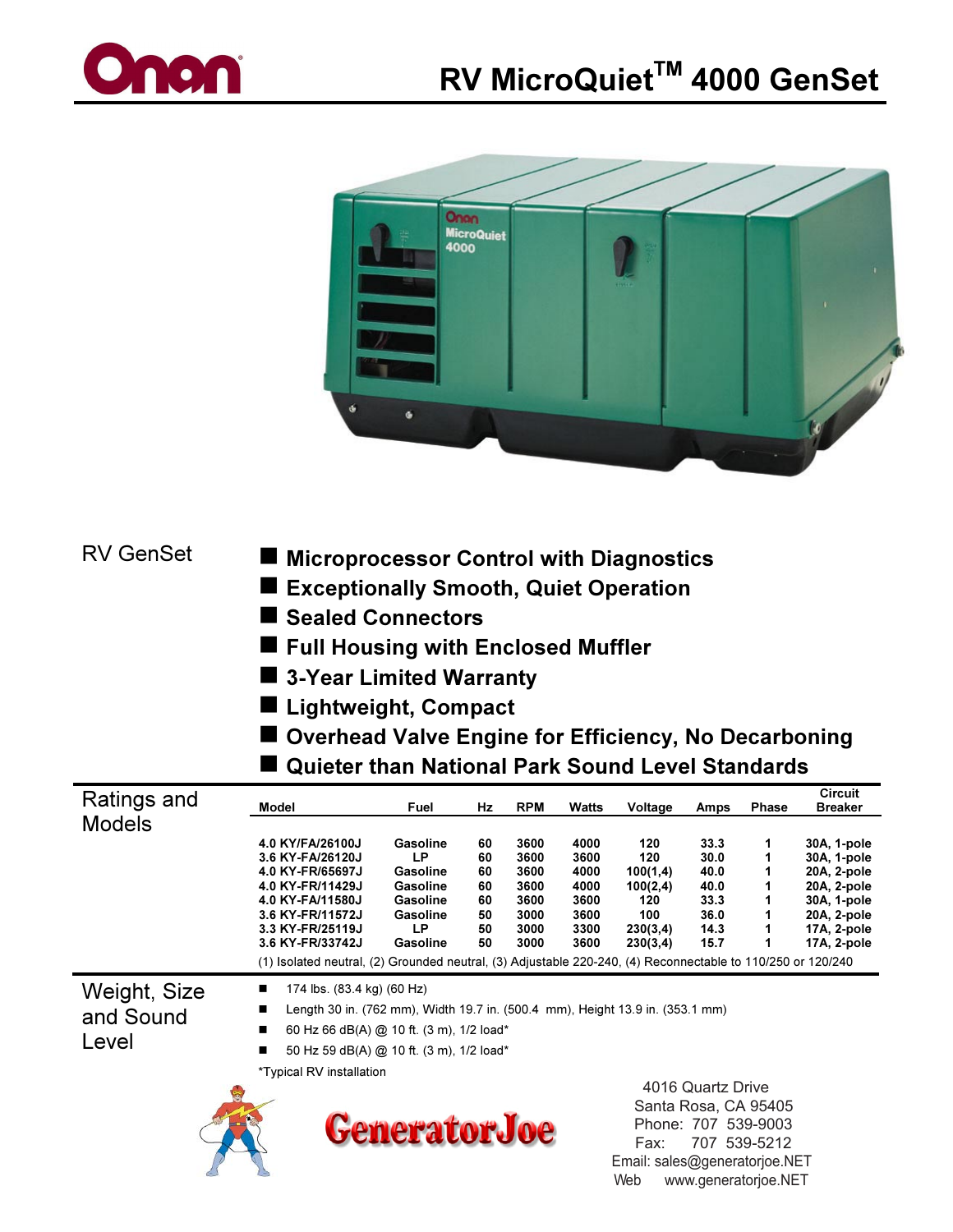# Onan

# RV MicroQuiet™ 4000 GenSet

## RV GenSet

- **Microprocessor Control with Diagnostics**
- **Exceptionally Smooth, Quiet Operation**
- **Sealed Connectors**
- **Full Housing with Enclosed Muffler**
- **3-Year Limited Warranty**
- **Lightweight, Compact**
- **Overhead Valve Engine for Efficiency, No Decarboning**
- **Quieter than National Park Sound Level Standards**

## Ratings and Models

| Model | Fuel | Hz | RPM | Watts | Voltage | Amps | Phase | Circuit Breaker |
|---|---|---|---|---|---|---|---|---|
| 4.0 KY/FA/26100J | Gasoline | 60 | 3600 | 4000 | 120 | 33.3 | 1 | 30A, 1-pole |
| 3.6 KY-FA/26120J | LP | 60 | 3600 | 3600 | 120 | 30.0 | 1 | 30A, 1-pole |
| 4.0 KY-FR/65697J | Gasoline | 60 | 3600 | 4000 | 100(1,4) | 40.0 | 1 | 20A, 2-pole |
| 4.0 KY-FR/11429J | Gasoline | 60 | 3600 | 4000 | 100(2,4) | 40.0 | 1 | 20A, 2-pole |
| 4.0 KY-FA/11580J | Gasoline | 60 | 3600 | 3600 | 120 | 33.3 | 1 | 30A, 1-pole |
| 3.6 KY-FR/11572J | Gasoline | 50 | 3000 | 3600 | 100 | 36.0 | 1 | 20A, 2-pole |
| 3.3 KY-FR/25119J | LP | 50 | 3000 | 3300 | 230(3,4) | 14.3 | 1 | 17A, 2-pole |
| 3.6 KY-FR/33742J | Gasoline | 50 | 3000 | 3600 | 230(3,4) | 15.7 | 1 | 17A, 2-pole |

(1) Isolated neutral, (2) Grounded neutral, (3) Adjustable 220-240, (4) Reconnectable to 110/250 or 120/240

## Weight, Size and Sound Level

- 174 lbs. (83.4 kg) (60 Hz)
- Length 30 in. (762 mm), Width 19.7 in. (500.4 mm), Height 13.9 in. (353.1 mm)
- 60 Hz 66 dB(A) @ 10 ft. (3 m), 1/2 load*
- 50 Hz 59 dB(A) @ 10 ft. (3 m), 1/2 load*

*Typical RV installation

**GeneratorJoe**

4016 Quartz Drive
Santa Rosa, CA 95405
Phone: 707 539-9003
Fax: 707 539-5212
Email: sales@generatorjoe.NET
Web www.generatorjoe.NET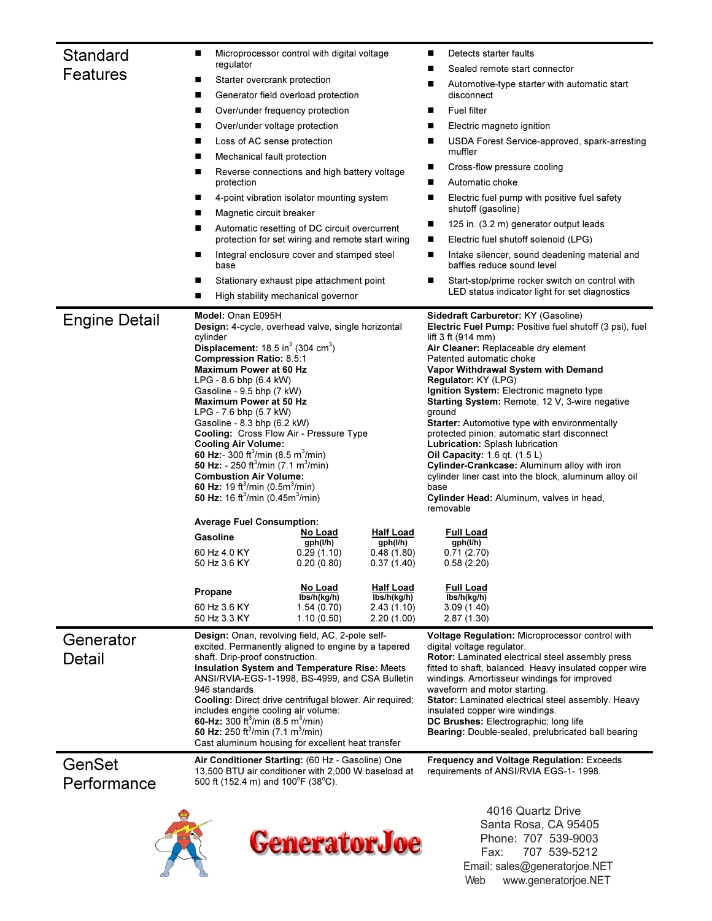## Standard Features

- Microprocessor control with digital voltage regulator
- Starter overcrank protection
- Generator field overload protection
- Over/under frequency protection
- Over/under voltage protection
- Loss of AC sense protection
- Mechanical fault protection
- Reverse connections and high battery voltage protection
- 4-point vibration isolator mounting system
- Magnetic circuit breaker
- Automatic resetting of DC circuit overcurrent protection for set wiring and remote start wiring
- Integral enclosure cover and stamped steel base
- Stationary exhaust pipe attachment point
- High stability mechanical governor
- Detects starter faults
- Sealed remote start connector
- Automotive-type starter with automatic start disconnect
- Fuel filter
- Electric magneto ignition
- USDA Forest Service-approved, spark-arresting muffler
- Cross-flow pressure cooling
- Automatic choke
- Electric fuel pump with positive fuel safety shutoff (gasoline)
- 125 in. (3.2 m) generator output leads
- Electric fuel shutoff solenoid (LPG)
- Intake silencer, sound deadening material and baffles reduce sound level
- Start-stop/prime rocker switch on control with LED status indicator light for set diagnostics

## Engine Detail

**Model:** Onan E095H
**Design:** 4-cycle, overhead valve, single horizontal cylinder
**Displacement:** 18.5 in$^3$ (304 cm$^3$)
**Compression Ratio:** 8.5:1
**Maximum Power at 60 Hz**
LPG - 8.6 bhp (6.4 kW)
Gasoline - 9.5 bhp (7 kW)
**Maximum Power at 50 Hz**
LPG - 7.6 bhp (5.7 kW)
Gasoline - 8.3 bhp (6.2 kW)
**Cooling:** Cross Flow Air - Pressure Type
**Cooling Air Volume:**
**60 Hz:**- 300 ft$^3$/min (8.5 m$^3$/min)
**50 Hz:** - 250 ft$^3$/min (7.1 m$^3$/min)
**Combustion Air Volume:**
**60 Hz:** 19 ft$^3$/min (0.5m$^3$/min)
**50 Hz:** 16 ft$^3$/min (0.45m$^3$/min)

**Sidedraft Carburetor:** KY (Gasoline)
**Electric Fuel Pump:** Positive fuel shutoff (3 psi), fuel lift 3 ft (914 mm)
**Air Cleaner:** Replaceable dry element
Patented automatic choke
**Vapor Withdrawal System with Demand Regulator:** KY (LPG)
**Ignition System:** Electronic magneto type
**Starting System:** Remote, 12 V, 3-wire negative ground
**Starter:** Automotive type with environmentally protected pinion; automatic start disconnect
**Lubrication:** Splash lubrication
**Oil Capacity:** 1.6 qt. (1.5 L)
**Cylinder-Crankcase:** Aluminum alloy with iron cylinder liner cast into the block, aluminum alloy oil base
**Cylinder Head:** Aluminum, valves in head, removable

**Average Fuel Consumption:**

| Gasoline | No Load gph(l/h) | Half Load gph(l/h) | Full Load gph(l/h) |
|---|---|---|---|
| 60 Hz 4.0 KY | 0.29 (1.10) | 0.48 (1.80) | 0.71 (2.70) |
| 50 Hz 3.6 KY | 0.20 (0.80) | 0.37 (1.40) | 0.58 (2.20) |

| Propane | No Load lbs/h(kg/h) | Half Load lbs/h(kg/h) | Full Load lbs/h(kg/h) |
|---|---|---|---|
| 60 Hz 3.6 KY | 1.54 (0.70) | 2.43 (1.10) | 3.09 (1.40) |
| 50 Hz 3.3 KY | 1.10 (0.50) | 2.20 (1.00) | 2.87 (1.30) |

## Generator Detail

**Design:** Onan, revolving field, AC, 2-pole self-excited. Permanently aligned to engine by a tapered shaft. Drip-proof construction.
**Insulation System and Temperature Rise:** Meets ANSI/RVIA-EGS-1-1998, BS-4999, and CSA Bulletin 946 standards.
**Cooling:** Direct drive centrifugal blower. Air required; includes engine cooling air volume:
**60-Hz:** 300 ft$^3$/min (8.5 m$^3$/min)
**50 Hz:** 250 ft$^3$/min (7.1 m$^3$/min)
Cast aluminum housing for excellent heat transfer

**Voltage Regulation:** Microprocessor control with digital voltage regulator.
**Rotor:** Laminated electrical steel assembly press fitted to shaft, balanced. Heavy insulated copper wire windings. Amortisseur windings for improved waveform and motor starting.
**Stator:** Laminated electrical steel assembly. Heavy insulated copper wire windings.
**DC Brushes:** Electrographic; long life
**Bearing:** Double-sealed, prelubricated ball bearing

## GenSet Performance

**Air Conditioner Starting:** (60 Hz - Gasoline) One 13,500 BTU air conditioner with 2,000 W baseload at 500 ft (152.4 m) and 100°F (38°C).

**Frequency and Voltage Regulation:** Exceeds requirements of ANSI/RVIA EGS-1- 1998.

GeneratorJoe

4016 Quartz Drive
Santa Rosa, CA 95405
Phone: 707 539-9003
Fax: 707 539-5212
Email: sales@generatorjoe.NET
Web www.generatorjoe.NET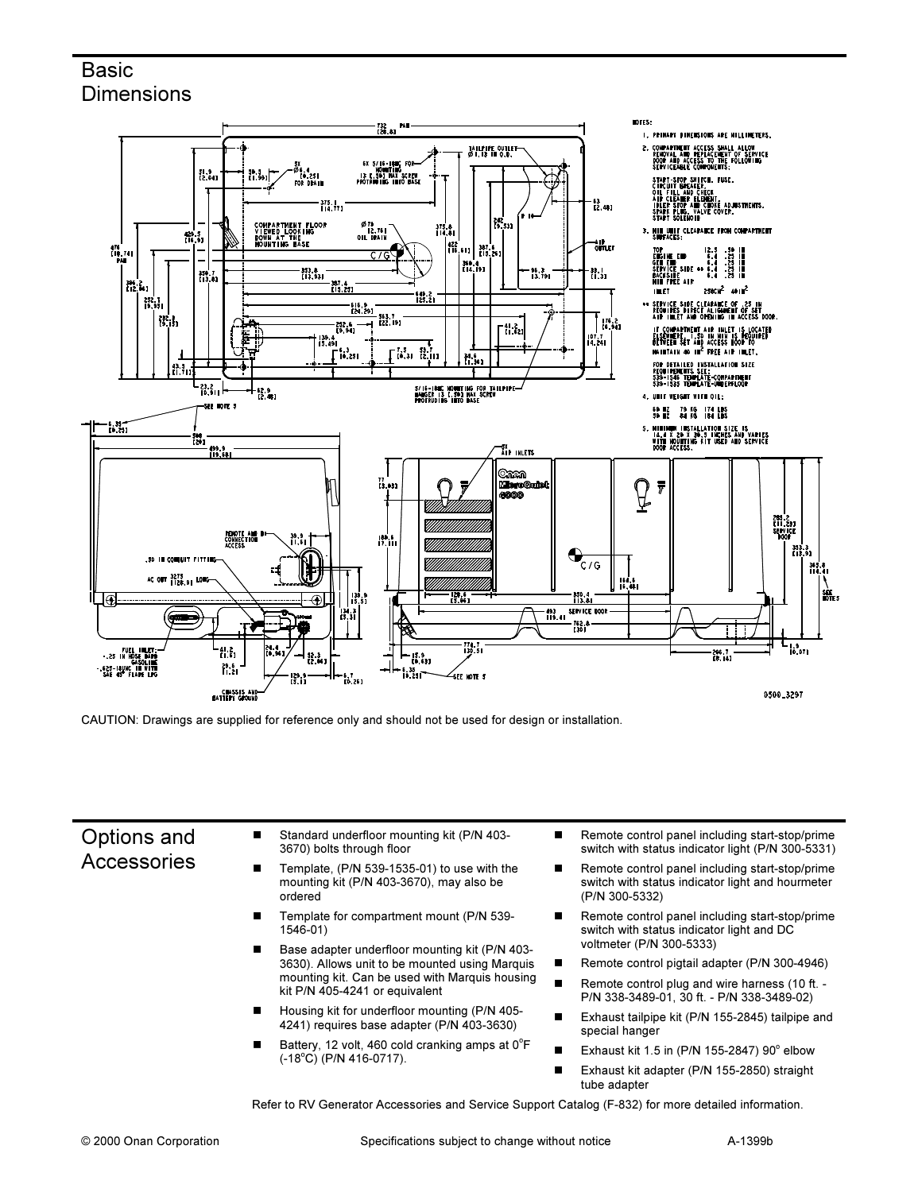## Basic Dimensions

NOTES:

1. PRIMARY DIMENSIONS ARE MILLIMETERS.
2. COMPARTMENT ACCESS SHALL ALLOW REMOVAL AND REPLACEMENT OF SERVICE DOOR AND ACCESS TO THE FOLLOWING SERVICEABLE COMPONENTS:

   START-STOP SWITCH, FUSE.
   CIRCUIT BREAKER.
   OIL FILL AND CHECK
   AIR CLEANER ELEMENT.
   INLET STOP AND CHOKE ADJUSTMENTS.
   SPARK PLUG, VALVE COVER.
   START SOLENOID

3. MIN UNIT CLEARANCE FROM COMPARTMENT SURFACES:

| | | |
|---|---|---|
| TOP | 12.5 | .50 IN |
| ENGINE END | 6.4 | .25 IN |
| GEN END | 6.4 | .25 IN |
| SERVICE SIDE ** | 6.4 | .25 IN |
| BACKSIDE | 6.4 | .25 IN |
| MIN FREE AIR INLET | $258CM^2$ | $40IN^2$ |

** SERVICE SIDE CLEARANCE OF .25 IN PROVIDES DIRECT ALIGNMENT OF SET AIR INLET AND OPENING IN ACCESS DOOR.

IF COMPARTMENT AIR INLET IS LOCATED ELSEWHERE, 1.50 IN MIN IS REQUIRED BETWEEN SET AND ACCESS DOOR TO MAINTAIN 40 $IN^2$ FREE AIR INLET.

FOR DETAILED INSTALLATION SIZE REQUIREMENTS SEE:
539-1546 TEMPLATE-COMPARTMENT
539-1535 TEMPLATE-UNDERFLOOR

4. UNIT WEIGHT WITH OIL:

| | | |
|---|---|---|
| 60 HZ | 79 KG | 174 LBS |
| 50 HZ | 84 KG | 184 LBS |

5. MINIMUM INSTALLATION SIZE IS 14.4 X 20 X 30.5 INCHES AND VARIES WITH MOUNTING KIT USED AND SERVICE DOOR ACCESS.

0500_3297

CAUTION: Drawings are supplied for reference only and should not be used for design or installation.

## Options and Accessories

- Standard underfloor mounting kit (P/N 403-3670) bolts through floor
- Template, (P/N 539-1535-01) to use with the mounting kit (P/N 403-3670), may also be ordered
- Template for compartment mount (P/N 539-1546-01)
- Base adapter underfloor mounting kit (P/N 403-3630). Allows unit to be mounted using Marquis mounting kit. Can be used with Marquis housing kit P/N 405-4241 or equivalent
- Housing kit for underfloor mounting (P/N 405-4241) requires base adapter (P/N 403-3630)
- Battery, 12 volt, 460 cold cranking amps at 0°F (-18°C) (P/N 416-0717).
- Remote control panel including start-stop/prime switch with status indicator light (P/N 300-5331)
- Remote control panel including start-stop/prime switch with status indicator light and hourmeter (P/N 300-5332)
- Remote control panel including start-stop/prime switch with status indicator light and DC voltmeter (P/N 300-5333)
- Remote control pigtail adapter (P/N 300-4946)
- Remote control plug and wire harness (10 ft. - P/N 338-3489-01, 30 ft. - P/N 338-3489-02)
- Exhaust tailpipe kit (P/N 155-2845) tailpipe and special hanger
- Exhaust kit 1.5 in (P/N 155-2847) 90° elbow
- Exhaust kit adapter (P/N 155-2850) straight tube adapter

Refer to RV Generator Accessories and Service Support Catalog (F-832) for more detailed information.

© 2000 Onan Corporation Specifications subject to change without notice A-1399b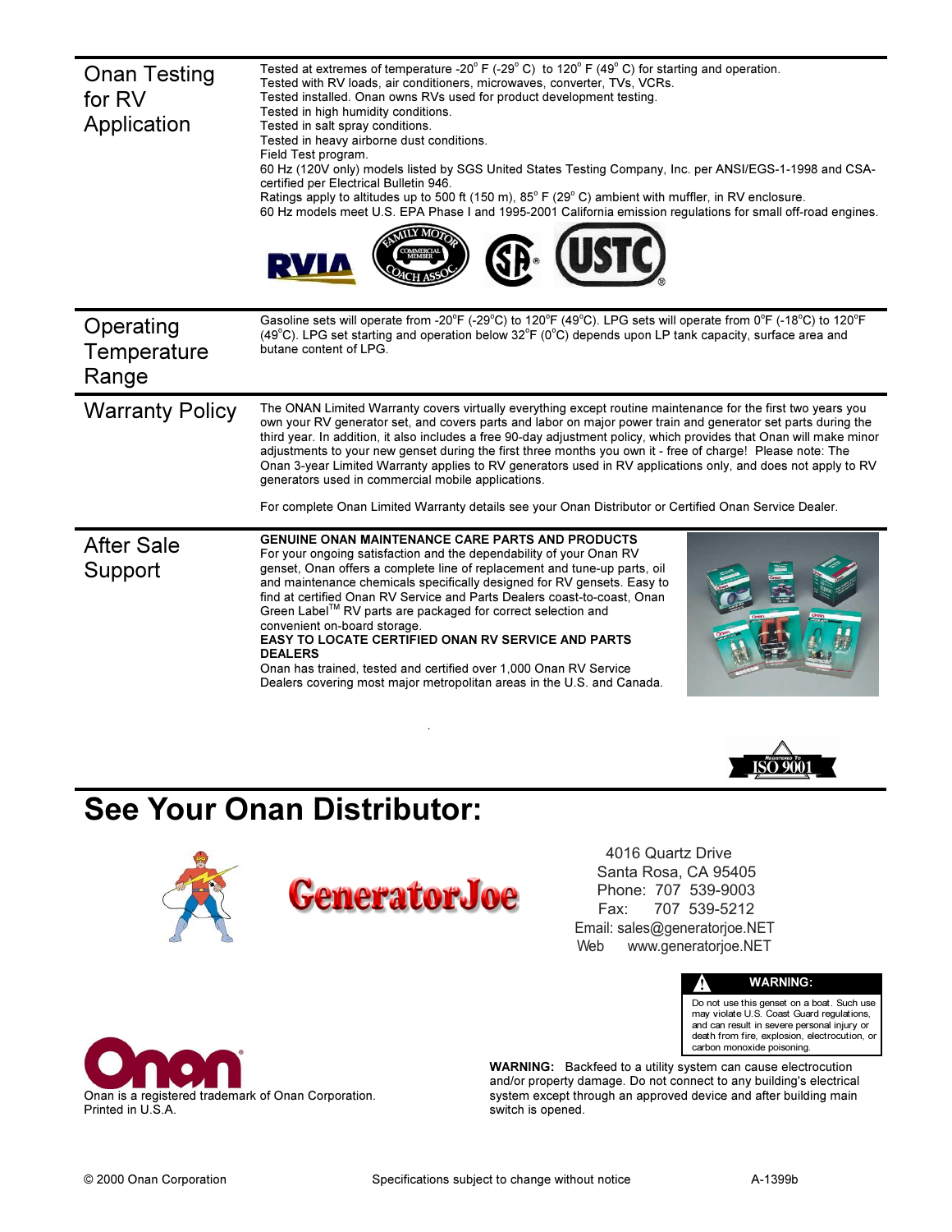## Onan Testing for RV Application

Tested at extremes of temperature -20° F (-29° C) to 120° F (49° C) for starting and operation.
Tested with RV loads, air conditioners, microwaves, converter, TVs, VCRs.
Tested installed. Onan owns RVs used for product development testing.
Tested in high humidity conditions.
Tested in salt spray conditions.
Tested in heavy airborne dust conditions.
Field Test program.
60 Hz (120V only) models listed by SGS United States Testing Company, Inc. per ANSI/EGS-1-1998 and CSA-certified per Electrical Bulletin 946.
Ratings apply to altitudes up to 500 ft (150 m), 85° F (29° C) ambient with muffler, in RV enclosure.
60 Hz models meet U.S. EPA Phase I and 1995-2001 California emission regulations for small off-road engines.

## Operating Temperature Range

Gasoline sets will operate from -20°F (-29°C) to 120°F (49°C). LPG sets will operate from 0°F (-18°C) to 120°F (49°C). LPG set starting and operation below 32°F (0°C) depends upon LP tank capacity, surface area and butane content of LPG.

## Warranty Policy

The ONAN Limited Warranty covers virtually everything except routine maintenance for the first two years you own your RV generator set, and covers parts and labor on major power train and generator set parts during the third year. In addition, it also includes a free 90-day adjustment policy, which provides that Onan will make minor adjustments to your new genset during the first three months you own it - free of charge! Please note: The Onan 3-year Limited Warranty applies to RV generators used in RV applications only, and does not apply to RV generators used in commercial mobile applications.

For complete Onan Limited Warranty details see your Onan Distributor or Certified Onan Service Dealer.

## After Sale Support

**GENUINE ONAN MAINTENANCE CARE PARTS AND PRODUCTS**
For your ongoing satisfaction and the dependability of your Onan RV genset, Onan offers a complete line of replacement and tune-up parts, oil and maintenance chemicals specifically designed for RV gensets. Easy to find at certified Onan RV Service and Parts Dealers coast-to-coast, Onan Green Label™ RV parts are packaged for correct selection and convenient on-board storage.
**EASY TO LOCATE CERTIFIED ONAN RV SERVICE AND PARTS DEALERS**
Onan has trained, tested and certified over 1,000 Onan RV Service Dealers covering most major metropolitan areas in the U.S. and Canada.

Registered To ISO 9001

# See Your Onan Distributor:

GeneratorJoe

4016 Quartz Drive
Santa Rosa, CA 95405
Phone: 707 539-9003
Fax: 707 539-5212
Email: sales@generatorjoe.NET
Web www.generatorjoe.NET

**WARNING:**
Do not use this genset on a boat. Such use may violate U.S. Coast Guard regulations, and can result in severe personal injury or death from fire, explosion, electrocution, or carbon monoxide poisoning.

Onan is a registered trademark of Onan Corporation.
Printed in U.S.A.

**WARNING:** Backfeed to a utility system can cause electrocution and/or property damage. Do not connect to any building's electrical system except through an approved device and after building main switch is opened.

© 2000 Onan Corporation Specifications subject to change without notice A-1399b